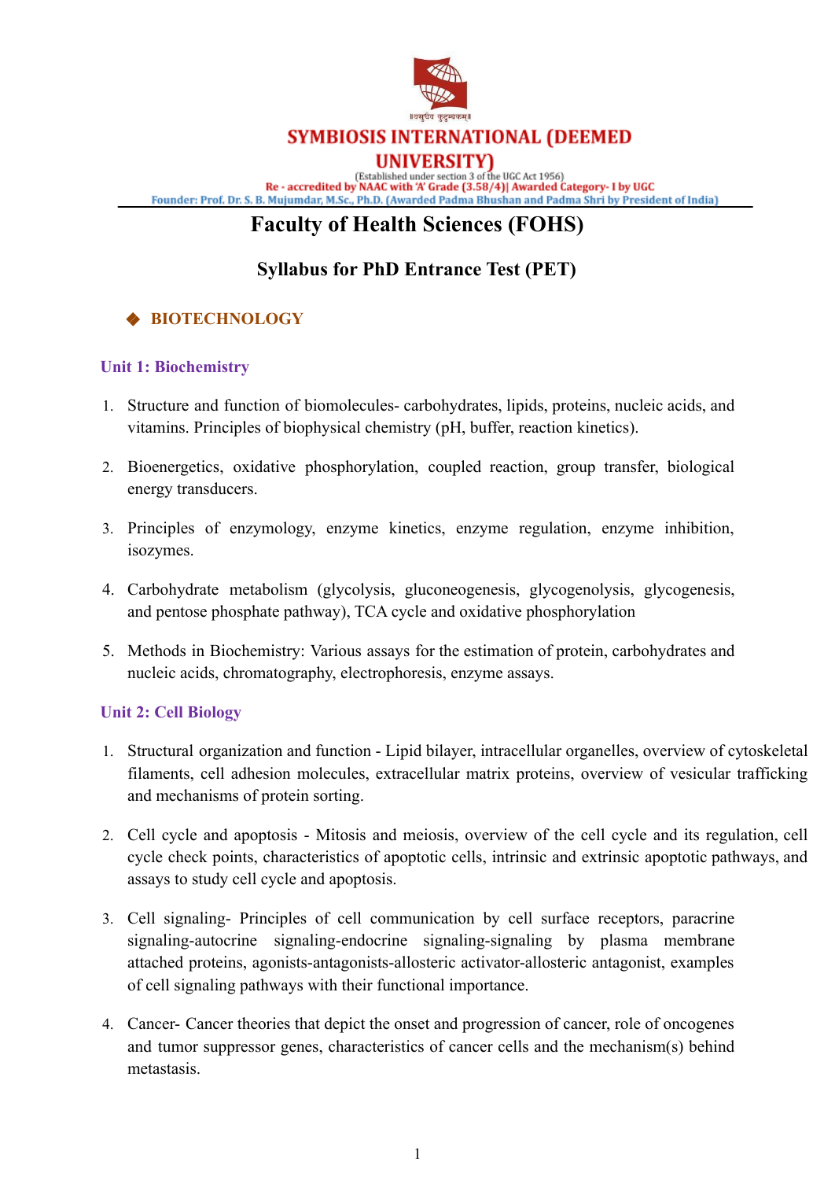॥वसुधैव कुटुम्बकम्॥

**SYMBIOSIS INTERNATIONAL (DEEMED UNIVERSITY)**

(Established under section 3 of the UGC Act 1956)

Re - accredited by NAAC with 'A' Grade (3.58/4)| Awarded Category- I by UGC

Founder: Prof. Dr. S. B. Mujumdar, M.Sc., Ph.D. (Awarded Padma Bhushan and Padma Shri by President of India)

# Faculty of Health Sciences (FOHS)

## Syllabus for PhD Entrance Test (PET)

### ◆ BIOTECHNOLOGY

#### Unit 1: Biochemistry

1. Structure and function of biomolecules- carbohydrates, lipids, proteins, nucleic acids, and vitamins. Principles of biophysical chemistry (pH, buffer, reaction kinetics).
2. Bioenergetics, oxidative phosphorylation, coupled reaction, group transfer, biological energy transducers.
3. Principles of enzymology, enzyme kinetics, enzyme regulation, enzyme inhibition, isozymes.
4. Carbohydrate metabolism (glycolysis, gluconeogenesis, glycogenolysis, glycogenesis, and pentose phosphate pathway), TCA cycle and oxidative phosphorylation
5. Methods in Biochemistry: Various assays for the estimation of protein, carbohydrates and nucleic acids, chromatography, electrophoresis, enzyme assays.

#### Unit 2: Cell Biology

1. Structural organization and function - Lipid bilayer, intracellular organelles, overview of cytoskeletal filaments, cell adhesion molecules, extracellular matrix proteins, overview of vesicular trafficking and mechanisms of protein sorting.
2. Cell cycle and apoptosis - Mitosis and meiosis, overview of the cell cycle and its regulation, cell cycle check points, characteristics of apoptotic cells, intrinsic and extrinsic apoptotic pathways, and assays to study cell cycle and apoptosis.
3. Cell signaling- Principles of cell communication by cell surface receptors, paracrine signaling-autocrine signaling-endocrine signaling-signaling by plasma membrane attached proteins, agonists-antagonists-allosteric activator-allosteric antagonist, examples of cell signaling pathways with their functional importance.
4. Cancer- Cancer theories that depict the onset and progression of cancer, role of oncogenes and tumor suppressor genes, characteristics of cancer cells and the mechanism(s) behind metastasis.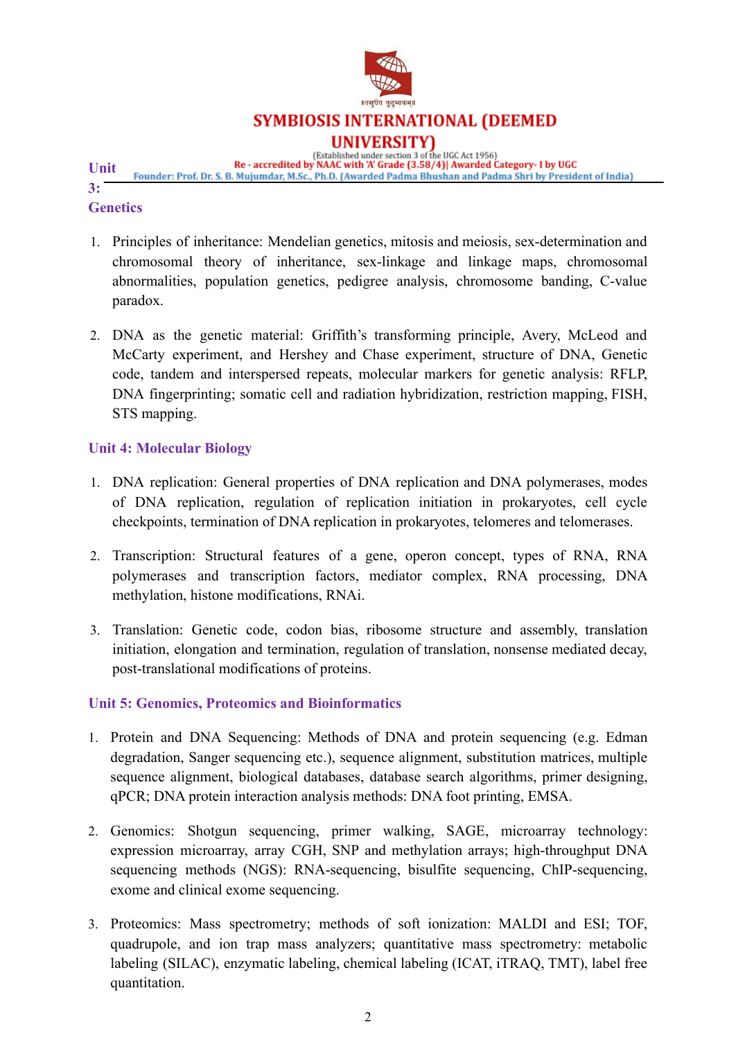## Unit 3: Genetics

1. Principles of inheritance: Mendelian genetics, mitosis and meiosis, sex-determination and chromosomal theory of inheritance, sex-linkage and linkage maps, chromosomal abnormalities, population genetics, pedigree analysis, chromosome banding, C-value paradox.

2. DNA as the genetic material: Griffith's transforming principle, Avery, McLeod and McCarty experiment, and Hershey and Chase experiment, structure of DNA, Genetic code, tandem and interspersed repeats, molecular markers for genetic analysis: RFLP, DNA fingerprinting; somatic cell and radiation hybridization, restriction mapping, FISH, STS mapping.

## Unit 4: Molecular Biology

1. DNA replication: General properties of DNA replication and DNA polymerases, modes of DNA replication, regulation of replication initiation in prokaryotes, cell cycle checkpoints, termination of DNA replication in prokaryotes, telomeres and telomerases.

2. Transcription: Structural features of a gene, operon concept, types of RNA, RNA polymerases and transcription factors, mediator complex, RNA processing, DNA methylation, histone modifications, RNAi.

3. Translation: Genetic code, codon bias, ribosome structure and assembly, translation initiation, elongation and termination, regulation of translation, nonsense mediated decay, post-translational modifications of proteins.

## Unit 5: Genomics, Proteomics and Bioinformatics

1. Protein and DNA Sequencing: Methods of DNA and protein sequencing (e.g. Edman degradation, Sanger sequencing etc.), sequence alignment, substitution matrices, multiple sequence alignment, biological databases, database search algorithms, primer designing, qPCR; DNA protein interaction analysis methods: DNA foot printing, EMSA.

2. Genomics: Shotgun sequencing, primer walking, SAGE, microarray technology: expression microarray, array CGH, SNP and methylation arrays; high-throughput DNA sequencing methods (NGS): RNA-sequencing, bisulfite sequencing, ChIP-sequencing, exome and clinical exome sequencing.

3. Proteomics: Mass spectrometry; methods of soft ionization: MALDI and ESI; TOF, quadrupole, and ion trap mass analyzers; quantitative mass spectrometry: metabolic labeling (SILAC), enzymatic labeling, chemical labeling (ICAT, iTRAQ, TMT), label free quantitation.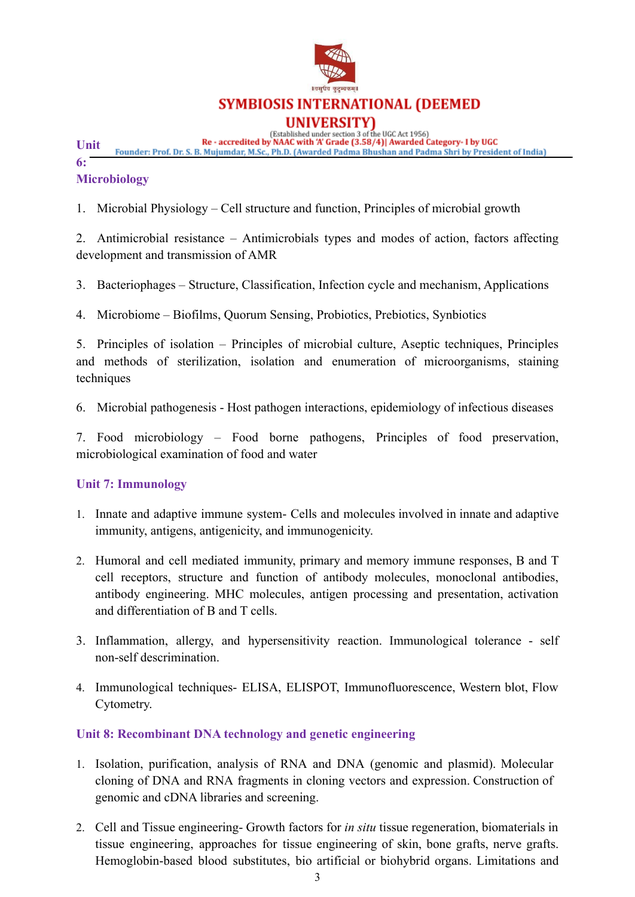## Unit 6: Microbiology

1. Microbial Physiology – Cell structure and function, Principles of microbial growth

2. Antimicrobial resistance – Antimicrobials types and modes of action, factors affecting development and transmission of AMR

3. Bacteriophages – Structure, Classification, Infection cycle and mechanism, Applications

4. Microbiome – Biofilms, Quorum Sensing, Probiotics, Prebiotics, Synbiotics

5. Principles of isolation – Principles of microbial culture, Aseptic techniques, Principles and methods of sterilization, isolation and enumeration of microorganisms, staining techniques

6. Microbial pathogenesis - Host pathogen interactions, epidemiology of infectious diseases

7. Food microbiology – Food borne pathogens, Principles of food preservation, microbiological examination of food and water

## Unit 7: Immunology

1. Innate and adaptive immune system- Cells and molecules involved in innate and adaptive immunity, antigens, antigenicity, and immunogenicity.

2. Humoral and cell mediated immunity, primary and memory immune responses, B and T cell receptors, structure and function of antibody molecules, monoclonal antibodies, antibody engineering. MHC molecules, antigen processing and presentation, activation and differentiation of B and T cells.

3. Inflammation, allergy, and hypersensitivity reaction. Immunological tolerance - self non-self descrimination.

4. Immunological techniques- ELISA, ELISPOT, Immunofluorescence, Western blot, Flow Cytometry.

## Unit 8: Recombinant DNA technology and genetic engineering

1. Isolation, purification, analysis of RNA and DNA (genomic and plasmid). Molecular cloning of DNA and RNA fragments in cloning vectors and expression. Construction of genomic and cDNA libraries and screening.

2. Cell and Tissue engineering- Growth factors for *in situ* tissue regeneration, biomaterials in tissue engineering, approaches for tissue engineering of skin, bone grafts, nerve grafts. Hemoglobin-based blood substitutes, bio artificial or biohybrid organs. Limitations and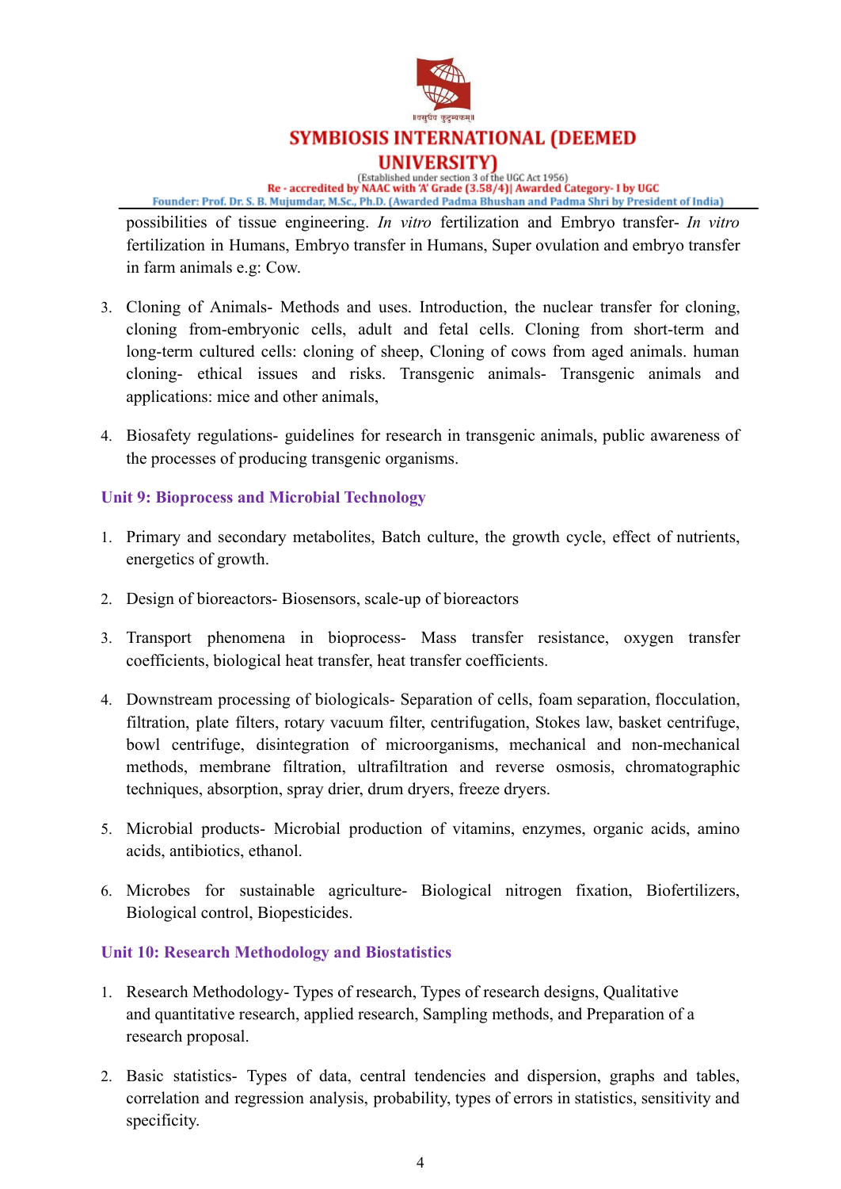possibilities of tissue engineering. *In vitro* fertilization and Embryo transfer- *In vitro* fertilization in Humans, Embryo transfer in Humans, Super ovulation and embryo transfer in farm animals e.g: Cow.

3. Cloning of Animals- Methods and uses. Introduction, the nuclear transfer for cloning, cloning from-embryonic cells, adult and fetal cells. Cloning from short-term and long-term cultured cells: cloning of sheep, Cloning of cows from aged animals. human cloning- ethical issues and risks. Transgenic animals- Transgenic animals and applications: mice and other animals,

4. Biosafety regulations- guidelines for research in transgenic animals, public awareness of the processes of producing transgenic organisms.

### Unit 9: Bioprocess and Microbial Technology

1. Primary and secondary metabolites, Batch culture, the growth cycle, effect of nutrients, energetics of growth.

2. Design of bioreactors- Biosensors, scale-up of bioreactors

3. Transport phenomena in bioprocess- Mass transfer resistance, oxygen transfer coefficients, biological heat transfer, heat transfer coefficients.

4. Downstream processing of biologicals- Separation of cells, foam separation, flocculation, filtration, plate filters, rotary vacuum filter, centrifugation, Stokes law, basket centrifuge, bowl centrifuge, disintegration of microorganisms, mechanical and non-mechanical methods, membrane filtration, ultrafiltration and reverse osmosis, chromatographic techniques, absorption, spray drier, drum dryers, freeze dryers.

5. Microbial products- Microbial production of vitamins, enzymes, organic acids, amino acids, antibiotics, ethanol.

6. Microbes for sustainable agriculture- Biological nitrogen fixation, Biofertilizers, Biological control, Biopesticides.

### Unit 10: Research Methodology and Biostatistics

1. Research Methodology- Types of research, Types of research designs, Qualitative and quantitative research, applied research, Sampling methods, and Preparation of a research proposal.

2. Basic statistics- Types of data, central tendencies and dispersion, graphs and tables, correlation and regression analysis, probability, types of errors in statistics, sensitivity and specificity.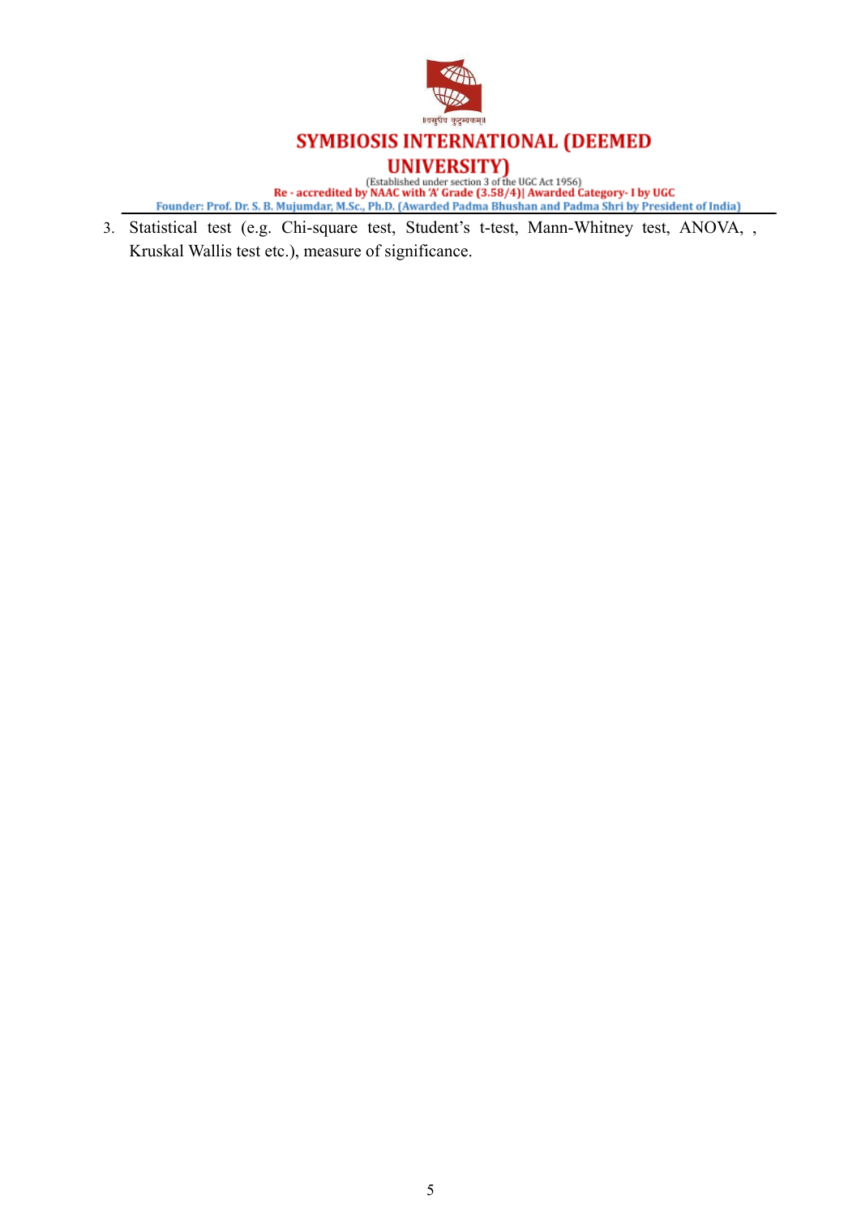3. Statistical test (e.g. Chi-square test, Student's t-test, Mann-Whitney test, ANOVA, , Kruskal Wallis test etc.), measure of significance.